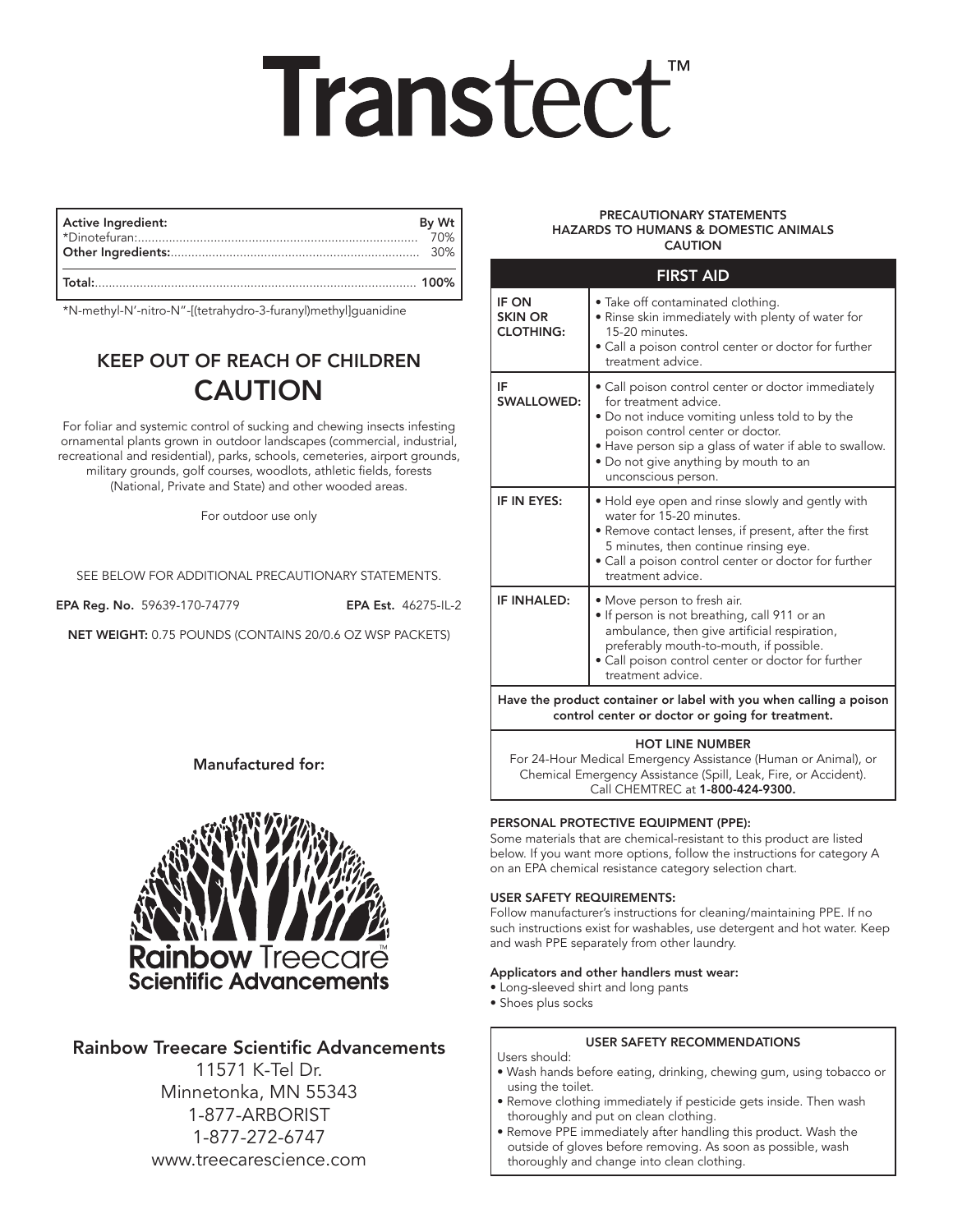# Transtect™

| Active Ingredient: | By Wt |
|---|---|
| *Dinotefuran: | 70% |
| **Other Ingredients:** | 30% |
| **Total:** | **100%** |

*N-methyl-N'-nitro-N"-[(tetrahydro-3-furanyl)methyl]guanidine

## KEEP OUT OF REACH OF CHILDREN
## CAUTION

For foliar and systemic control of sucking and chewing insects infesting ornamental plants grown in outdoor landscapes (commercial, industrial, recreational and residential), parks, schools, cemeteries, airport grounds, military grounds, golf courses, woodlots, athletic fields, forests (National, Private and State) and other wooded areas.

For outdoor use only

SEE BELOW FOR ADDITIONAL PRECAUTIONARY STATEMENTS.

**EPA Reg. No.** 59639-170-74779 **EPA Est.** 46275-IL-2

**NET WEIGHT:** 0.75 POUNDS (CONTAINS 20/0.6 OZ WSP PACKETS)

**Manufactured for:**

Rainbow Treecare™ Scientific Advancements

**Rainbow Treecare Scientific Advancements**
11571 K-Tel Dr.
Minnetonka, MN 55343
1-877-ARBORIST
1-877-272-6747
www.treecarescience.com

**PRECAUTIONARY STATEMENTS**
**HAZARDS TO HUMANS & DOMESTIC ANIMALS**
**CAUTION**

| FIRST AID | |
|---|---|
| **IF ON SKIN OR CLOTHING:** | • Take off contaminated clothing.<br>• Rinse skin immediately with plenty of water for 15-20 minutes.<br>• Call a poison control center or doctor for further treatment advice. |
| **IF SWALLOWED:** | • Call poison control center or doctor immediately for treatment advice.<br>• Do not induce vomiting unless told to by the poison control center or doctor.<br>• Have person sip a glass of water if able to swallow.<br>• Do not give anything by mouth to an unconscious person. |
| **IF IN EYES:** | • Hold eye open and rinse slowly and gently with water for 15-20 minutes.<br>• Remove contact lenses, if present, after the first 5 minutes, then continue rinsing eye.<br>• Call a poison control center or doctor for further treatment advice. |
| **IF INHALED:** | • Move person to fresh air.<br>• If person is not breathing, call 911 or an ambulance, then give artificial respiration, preferably mouth-to-mouth, if possible.<br>• Call poison control center or doctor for further treatment advice. |
| **Have the product container or label with you when calling a poison control center or doctor or going for treatment.** | |
| **HOT LINE NUMBER**<br>For 24-Hour Medical Emergency Assistance (Human or Animal), or Chemical Emergency Assistance (Spill, Leak, Fire, or Accident). Call CHEMTREC at **1-800-424-9300.** | |

**PERSONAL PROTECTIVE EQUIPMENT (PPE):**
Some materials that are chemical-resistant to this product are listed below. If you want more options, follow the instructions for category A on an EPA chemical resistance category selection chart.

**USER SAFETY REQUIREMENTS:**
Follow manufacturer's instructions for cleaning/maintaining PPE. If no such instructions exist for washables, use detergent and hot water. Keep and wash PPE separately from other laundry.

**Applicators and other handlers must wear:**
- Long-sleeved shirt and long pants
- Shoes plus socks

**USER SAFETY RECOMMENDATIONS**

Users should:
- Wash hands before eating, drinking, chewing gum, using tobacco or using the toilet.
- Remove clothing immediately if pesticide gets inside. Then wash thoroughly and put on clean clothing.
- Remove PPE immediately after handling this product. Wash the outside of gloves before removing. As soon as possible, wash thoroughly and change into clean clothing.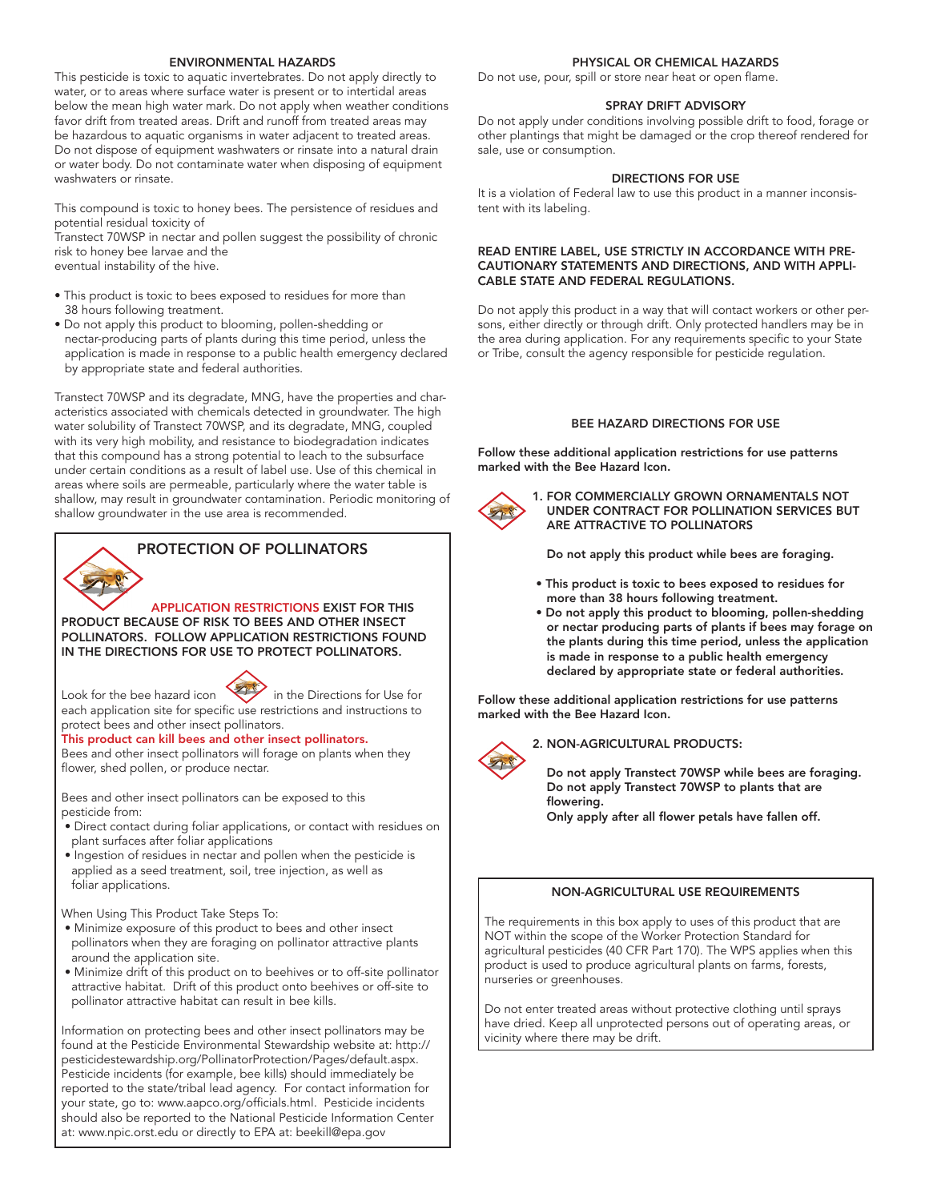## ENVIRONMENTAL HAZARDS

This pesticide is toxic to aquatic invertebrates. Do not apply directly to water, or to areas where surface water is present or to intertidal areas below the mean high water mark. Do not apply when weather conditions favor drift from treated areas. Drift and runoff from treated areas may be hazardous to aquatic organisms in water adjacent to treated areas. Do not dispose of equipment washwaters or rinsate into a natural drain or water body. Do not contaminate water when disposing of equipment washwaters or rinsate.

This compound is toxic to honey bees. The persistence of residues and potential residual toxicity of Transtect 70WSP in nectar and pollen suggest the possibility of chronic risk to honey bee larvae and the eventual instability of the hive.

- This product is toxic to bees exposed to residues for more than 38 hours following treatment.
- Do not apply this product to blooming, pollen-shedding or nectar-producing parts of plants during this time period, unless the application is made in response to a public health emergency declared by appropriate state and federal authorities.

Transtect 70WSP and its degradate, MNG, have the properties and characteristics associated with chemicals detected in groundwater. The high water solubility of Transtect 70WSP, and its degradate, MNG, coupled with its very high mobility, and resistance to biodegradation indicates that this compound has a strong potential to leach to the subsurface under certain conditions as a result of label use. Use of this chemical in areas where soils are permeable, particularly where the water table is shallow, may result in groundwater contamination. Periodic monitoring of shallow groundwater in the use area is recommended.

## PROTECTION OF POLLINATORS

**APPLICATION RESTRICTIONS EXIST FOR THIS PRODUCT BECAUSE OF RISK TO BEES AND OTHER INSECT POLLINATORS. FOLLOW APPLICATION RESTRICTIONS FOUND IN THE DIRECTIONS FOR USE TO PROTECT POLLINATORS.**

Look for the bee hazard icon in the Directions for Use for each application site for specific use restrictions and instructions to protect bees and other insect pollinators.

**This product can kill bees and other insect pollinators.**

Bees and other insect pollinators will forage on plants when they flower, shed pollen, or produce nectar.

Bees and other insect pollinators can be exposed to this pesticide from:

- Direct contact during foliar applications, or contact with residues on plant surfaces after foliar applications
- Ingestion of residues in nectar and pollen when the pesticide is applied as a seed treatment, soil, tree injection, as well as foliar applications.

When Using This Product Take Steps To:

- Minimize exposure of this product to bees and other insect pollinators when they are foraging on pollinator attractive plants around the application site.
- Minimize drift of this product on to beehives or to off-site pollinator attractive habitat. Drift of this product onto beehives or off-site to pollinator attractive habitat can result in bee kills.

Information on protecting bees and other insect pollinators may be found at the Pesticide Environmental Stewardship website at: http://pesticidestewardship.org/PollinatorProtection/Pages/default.aspx. Pesticide incidents (for example, bee kills) should immediately be reported to the state/tribal lead agency. For contact information for your state, go to: www.aapco.org/officials.html. Pesticide incidents should also be reported to the National Pesticide Information Center at: www.npic.orst.edu or directly to EPA at: beekill@epa.gov

## PHYSICAL OR CHEMICAL HAZARDS

Do not use, pour, spill or store near heat or open flame.

## SPRAY DRIFT ADVISORY

Do not apply under conditions involving possible drift to food, forage or other plantings that might be damaged or the crop thereof rendered for sale, use or consumption.

## DIRECTIONS FOR USE

It is a violation of Federal law to use this product in a manner inconsistent with its labeling.

**READ ENTIRE LABEL, USE STRICTLY IN ACCORDANCE WITH PRECAUTIONARY STATEMENTS AND DIRECTIONS, AND WITH APPLICABLE STATE AND FEDERAL REGULATIONS.**

Do not apply this product in a way that will contact workers or other persons, either directly or through drift. Only protected handlers may be in the area during application. For any requirements specific to your State or Tribe, consult the agency responsible for pesticide regulation.

## BEE HAZARD DIRECTIONS FOR USE

**Follow these additional application restrictions for use patterns marked with the Bee Hazard Icon.**

**1. FOR COMMERCIALLY GROWN ORNAMENTALS NOT UNDER CONTRACT FOR POLLINATION SERVICES BUT ARE ATTRACTIVE TO POLLINATORS**

**Do not apply this product while bees are foraging.**

- **This product is toxic to bees exposed to residues for more than 38 hours following treatment.**
- **Do not apply this product to blooming, pollen-shedding or nectar producing parts of plants if bees may forage on the plants during this time period, unless the application is made in response to a public health emergency declared by appropriate state or federal authorities.**

**Follow these additional application restrictions for use patterns marked with the Bee Hazard Icon.**

**2. NON-AGRICULTURAL PRODUCTS:**

**Do not apply Transtect 70WSP while bees are foraging.**
**Do not apply Transtect 70WSP to plants that are flowering.**
**Only apply after all flower petals have fallen off.**

## NON-AGRICULTURAL USE REQUIREMENTS

The requirements in this box apply to uses of this product that are NOT within the scope of the Worker Protection Standard for agricultural pesticides (40 CFR Part 170). The WPS applies when this product is used to produce agricultural plants on farms, forests, nurseries or greenhouses.

Do not enter treated areas without protective clothing until sprays have dried. Keep all unprotected persons out of operating areas, or vicinity where there may be drift.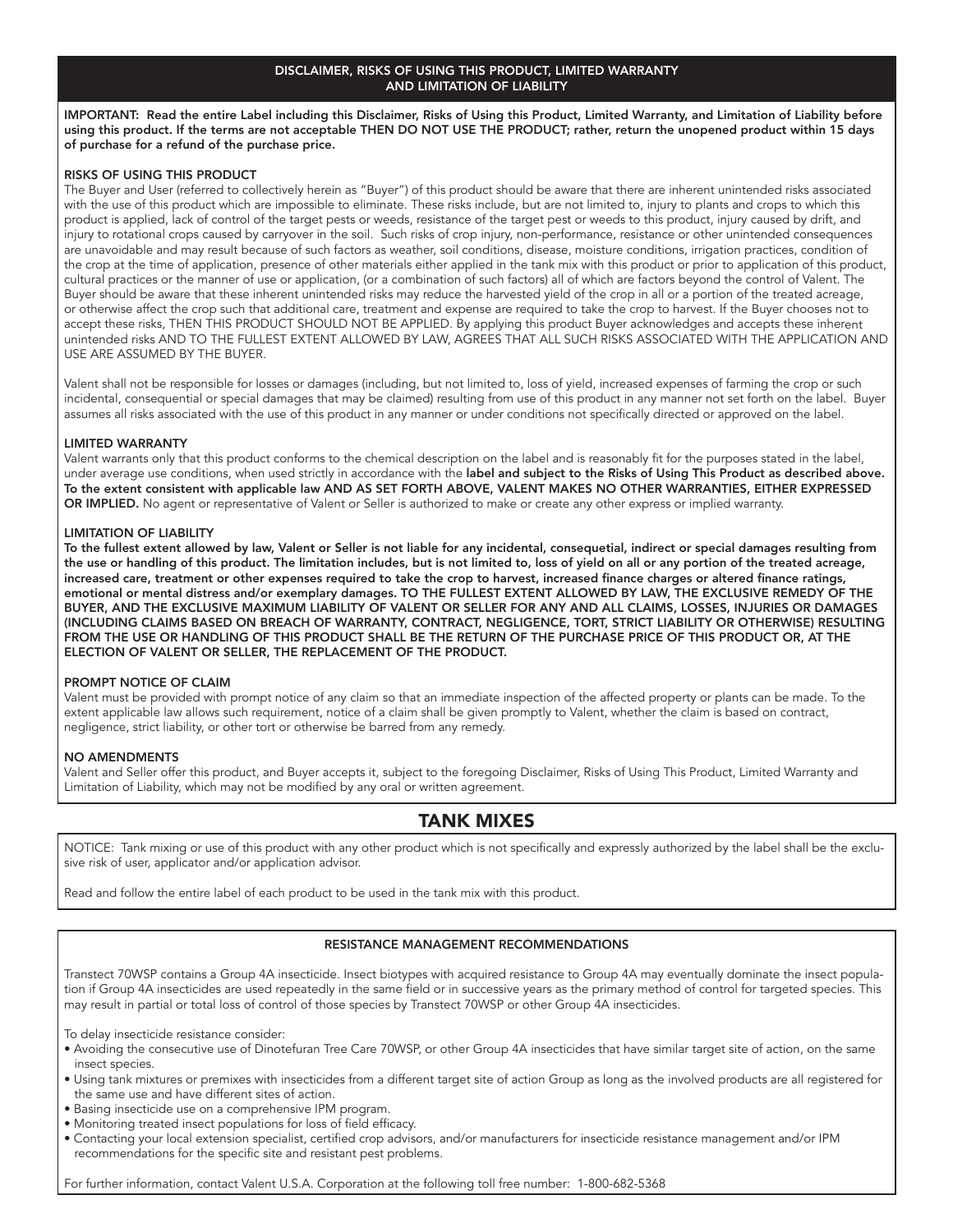## DISCLAIMER, RISKS OF USING THIS PRODUCT, LIMITED WARRANTY AND LIMITATION OF LIABILITY

**IMPORTANT: Read the entire Label including this Disclaimer, Risks of Using this Product, Limited Warranty, and Limitation of Liability before using this product. If the terms are not acceptable THEN DO NOT USE THE PRODUCT; rather, return the unopened product within 15 days of purchase for a refund of the purchase price.**

### RISKS OF USING THIS PRODUCT

The Buyer and User (referred to collectively herein as "Buyer") of this product should be aware that there are inherent unintended risks associated with the use of this product which are impossible to eliminate. These risks include, but are not limited to, injury to plants and crops to which this product is applied, lack of control of the target pests or weeds, resistance of the target pest or weeds to this product, injury caused by drift, and injury to rotational crops caused by carryover in the soil. Such risks of crop injury, non-performance, resistance or other unintended consequences are unavoidable and may result because of such factors as weather, soil conditions, disease, moisture conditions, irrigation practices, condition of the crop at the time of application, presence of other materials either applied in the tank mix with this product or prior to application of this product, cultural practices or the manner of use or application, (or a combination of such factors) all of which are factors beyond the control of Valent. The Buyer should be aware that these inherent unintended risks may reduce the harvested yield of the crop in all or a portion of the treated acreage, or otherwise affect the crop such that additional care, treatment and expense are required to take the crop to harvest. If the Buyer chooses not to accept these risks, THEN THIS PRODUCT SHOULD NOT BE APPLIED. By applying this product Buyer acknowledges and accepts these inherent unintended risks AND TO THE FULLEST EXTENT ALLOWED BY LAW, AGREES THAT ALL SUCH RISKS ASSOCIATED WITH THE APPLICATION AND USE ARE ASSUMED BY THE BUYER.

Valent shall not be responsible for losses or damages (including, but not limited to, loss of yield, increased expenses of farming the crop or such incidental, consequential or special damages that may be claimed) resulting from use of this product in any manner not set forth on the label. Buyer assumes all risks associated with the use of this product in any manner or under conditions not specifically directed or approved on the label.

### LIMITED WARRANTY

Valent warrants only that this product conforms to the chemical description on the label and is reasonably fit for the purposes stated in the label, under average use conditions, when used strictly in accordance with the **label and subject to the Risks of Using This Product as described above. To the extent consistent with applicable law AND AS SET FORTH ABOVE, VALENT MAKES NO OTHER WARRANTIES, EITHER EXPRESSED OR IMPLIED.** No agent or representative of Valent or Seller is authorized to make or create any other express or implied warranty.

### LIMITATION OF LIABILITY

**To the fullest extent allowed by law, Valent or Seller is not liable for any incidental, consequetial, indirect or special damages resulting from the use or handling of this product. The limitation includes, but is not limited to, loss of yield on all or any portion of the treated acreage, increased care, treatment or other expenses required to take the crop to harvest, increased finance charges or altered finance ratings, emotional or mental distress and/or exemplary damages. TO THE FULLEST EXTENT ALLOWED BY LAW, THE EXCLUSIVE REMEDY OF THE BUYER, AND THE EXCLUSIVE MAXIMUM LIABILITY OF VALENT OR SELLER FOR ANY AND ALL CLAIMS, LOSSES, INJURIES OR DAMAGES (INCLUDING CLAIMS BASED ON BREACH OF WARRANTY, CONTRACT, NEGLIGENCE, TORT, STRICT LIABILITY OR OTHERWISE) RESULTING FROM THE USE OR HANDLING OF THIS PRODUCT SHALL BE THE RETURN OF THE PURCHASE PRICE OF THIS PRODUCT OR, AT THE ELECTION OF VALENT OR SELLER, THE REPLACEMENT OF THE PRODUCT.**

### PROMPT NOTICE OF CLAIM

Valent must be provided with prompt notice of any claim so that an immediate inspection of the affected property or plants can be made. To the extent applicable law allows such requirement, notice of a claim shall be given promptly to Valent, whether the claim is based on contract, negligence, strict liability, or other tort or otherwise be barred from any remedy.

### NO AMENDMENTS

Valent and Seller offer this product, and Buyer accepts it, subject to the foregoing Disclaimer, Risks of Using This Product, Limited Warranty and Limitation of Liability, which may not be modified by any oral or written agreement.

## TANK MIXES

NOTICE: Tank mixing or use of this product with any other product which is not specifically and expressly authorized by the label shall be the exclusive risk of user, applicator and/or application advisor.

Read and follow the entire label of each product to be used in the tank mix with this product.

## RESISTANCE MANAGEMENT RECOMMENDATIONS

Transtect 70WSP contains a Group 4A insecticide. Insect biotypes with acquired resistance to Group 4A may eventually dominate the insect population if Group 4A insecticides are used repeatedly in the same field or in successive years as the primary method of control for targeted species. This may result in partial or total loss of control of those species by Transtect 70WSP or other Group 4A insecticides.

To delay insecticide resistance consider:

- Avoiding the consecutive use of Dinotefuran Tree Care 70WSP, or other Group 4A insecticides that have similar target site of action, on the same insect species.
- Using tank mixtures or premixes with insecticides from a different target site of action Group as long as the involved products are all registered for the same use and have different sites of action.
- Basing insecticide use on a comprehensive IPM program.
- Monitoring treated insect populations for loss of field efficacy.
- Contacting your local extension specialist, certified crop advisors, and/or manufacturers for insecticide resistance management and/or IPM recommendations for the specific site and resistant pest problems.

For further information, contact Valent U.S.A. Corporation at the following toll free number: 1-800-682-5368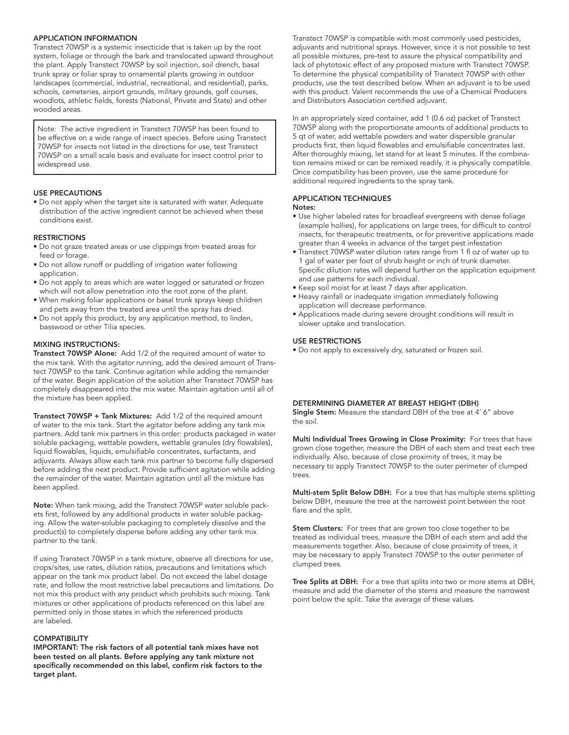## APPLICATION INFORMATION

Transtect 70WSP is a systemic insecticide that is taken up by the root system, foliage or through the bark and translocated upward throughout the plant. Apply Transtect 70WSP by soil injection, soil drench, basal trunk spray or foliar spray to ornamental plants growing in outdoor landscapes (commercial, industrial, recreational, and residential), parks, schools, cemeteries, airport grounds, military grounds, golf courses, woodlots, athletic fields, forests (National, Private and State) and other wooded areas.

Note: The active ingredient in Transtect 70WSP has been found to be effective on a wide range of insect species. Before using Transtect 70WSP for insects not listed in the directions for use, test Transtect 70WSP on a small scale basis and evaluate for insect control prior to widespread use.

## USE PRECAUTIONS

- Do not apply when the target site is saturated with water. Adequate distribution of the active ingredient cannot be achieved when these conditions exist.

## RESTRICTIONS

- Do not graze treated areas or use clippings from treated areas for feed or forage.
- Do not allow runoff or puddling of irrigation water following application.
- Do not apply to areas which are water logged or saturated or frozen which will not allow penetration into the root zone of the plant.
- When making foliar applications or basal trunk sprays keep children and pets away from the treated area until the spray has dried.
- Do not apply this product, by any application method, to linden, basswood or other Tilia species.

## MIXING INSTRUCTIONS:

**Transtect 70WSP Alone:** Add 1/2 of the required amount of water to the mix tank. With the agitator running, add the desired amount of Transtect 70WSP to the tank. Continue agitation while adding the remainder of the water. Begin application of the solution after Transtect 70WSP has completely disappeared into the mix water. Maintain agitation until all of the mixture has been applied.

**Transtect 70WSP + Tank Mixtures:** Add 1/2 of the required amount of water to the mix tank. Start the agitator before adding any tank mix partners. Add tank mix partners in this order: products packaged in water soluble packaging, wettable powders, wettable granules (dry flowables), liquid flowables, liquids, emulsifiable concentrates, surfactants, and adjuvants. Always allow each tank mix partner to become fully dispersed before adding the next product. Provide sufficient agitation while adding the remainder of the water. Maintain agitation until all the mixture has been applied.

**Note:** When tank mixing, add the Transtect 70WSP water soluble packets first, followed by any additional products in water soluble packaging. Allow the water-soluble packaging to completely dissolve and the product(s) to completely disperse before adding any other tank mix partner to the tank.

If using Transtect 70WSP in a tank mixture, observe all directions for use, crops/sites, use rates, dilution ratios, precautions and limitations which appear on the tank mix product label. Do not exceed the label dosage rate, and follow the most restrictive label precautions and limitations. Do not mix this product with any product which prohibits such mixing. Tank mixtures or other applications of products referenced on this label are permitted only in those states in which the referenced products are labeled.

## COMPATIBILITY

**IMPORTANT: The risk factors of all potential tank mixes have not been tested on all plants. Before applying any tank mixture not specifically recommended on this label, confirm risk factors to the target plant.**

Transtect 70WSP is compatible with most commonly used pesticides, adjuvants and nutritional sprays. However, since it is not possible to test all possible mixtures, pre-test to assure the physical compatibility and lack of phytotoxic effect of any proposed mixture with Transtect 70WSP. To determine the physical compatibility of Transtect 70WSP with other products, use the test described below. When an adjuvant is to be used with this product. Valent recommends the use of a Chemical Producers and Distributors Association certified adjuvant.

In an appropriately sized container, add 1 (0.6 oz) packet of Transtect 70WSP along with the proportionate amounts of additional products to 5 qt of water, add wettable powders and water dispersible granular products first, then liquid flowables and emulsifiable concentrates last. After thoroughly mixing, let stand for at least 5 minutes. If the combination remains mixed or can be remixed readily, it is physically compatible. Once compatibility has been proven, use the same procedure for additional required ingredients to the spray tank.

## APPLICATION TECHNIQUES

**Notes:**

- Use higher labeled rates for broadleaf evergreens with dense foliage (example hollies), for applications on large trees, for difficult to control insects, for therapeutic treatments, or for preventive applications made greater than 4 weeks in advance of the target pest infestation
- Transtect 70WSP water dilution rates range from 1 fl oz of water up to 1 gal of water per foot of shrub height or inch of trunk diameter. Specific dilution rates will depend further on the application equipment and use patterns for each individual.
- Keep soil moist for at least 7 days after application.
- Heavy rainfall or inadequate irrigation immediately following application will decrease performance.
- Applications made during severe drought conditions will result in slower uptake and translocation.

## USE RESTRICTIONS

- Do not apply to excessively dry, saturated or frozen soil.

## DETERMINING DIAMETER AT BREAST HEIGHT (DBH)

**Single Stem:** Measure the standard DBH of the tree at 4' 6" above the soil.

**Multi Individual Trees Growing in Close Proximity:** For trees that have grown close together, measure the DBH of each stem and treat each tree individually. Also, because of close proximity of trees, it may be necessary to apply Transtect 70WSP to the outer perimeter of clumped trees.

**Multi-stem Split Below DBH:** For a tree that has multiple stems splitting below DBH, measure the tree at the narrowest point between the root flare and the split.

**Stem Clusters:** For trees that are grown too close together to be treated as individual trees, measure the DBH of each stem and add the measurements together. Also, because of close proximity of trees, it may be necessary to apply Transtect 70WSP to the outer perimeter of clumped trees.

**Tree Splits at DBH:** For a tree that splits into two or more stems at DBH, measure and add the diameter of the stems and measure the narrowest point below the split. Take the average of these values.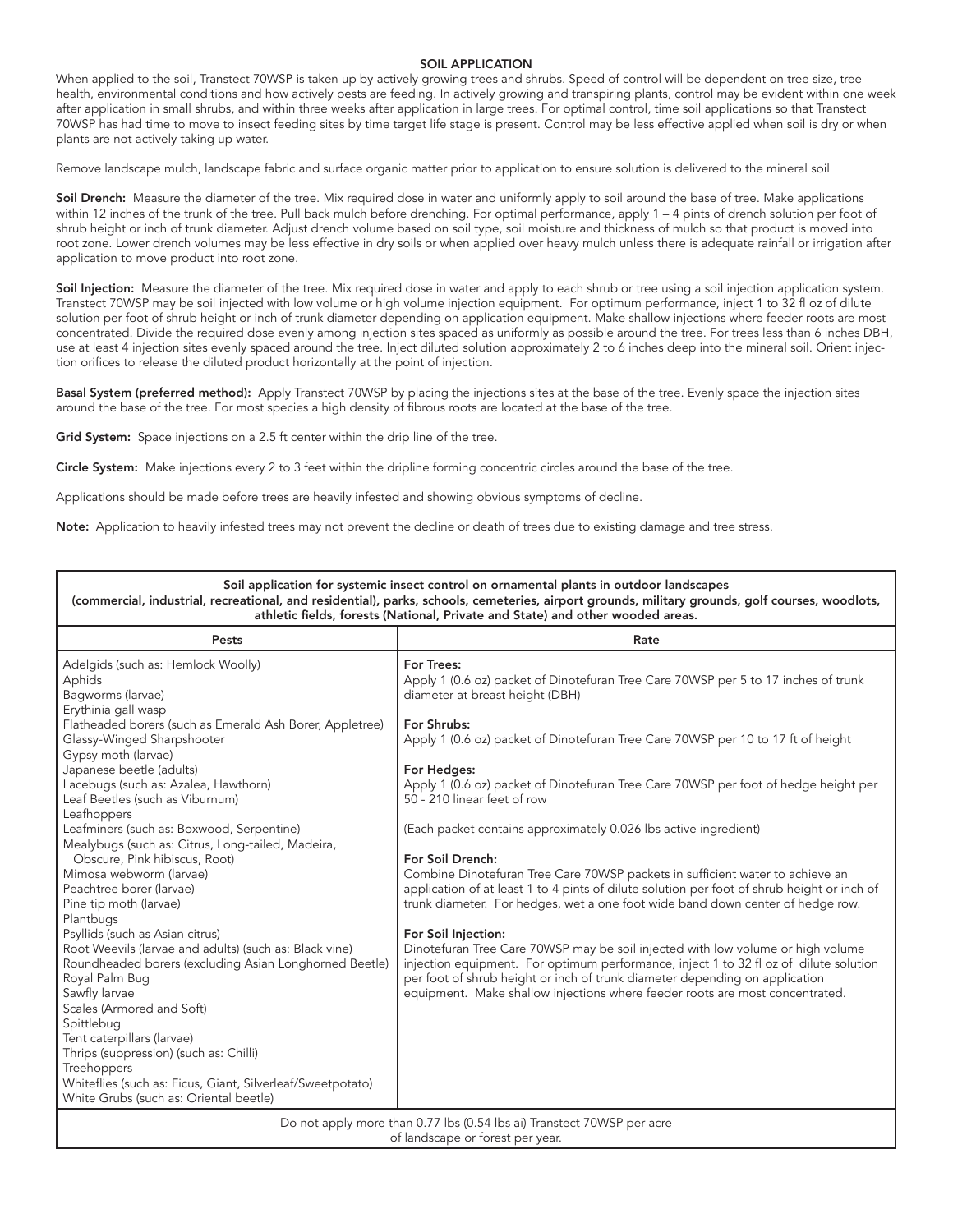## SOIL APPLICATION

When applied to the soil, Transtect 70WSP is taken up by actively growing trees and shrubs. Speed of control will be dependent on tree size, tree health, environmental conditions and how actively pests are feeding. In actively growing and transpiring plants, control may be evident within one week after application in small shrubs, and within three weeks after application in large trees. For optimal control, time soil applications so that Transtect 70WSP has had time to move to insect feeding sites by time target life stage is present. Control may be less effective applied when soil is dry or when plants are not actively taking up water.

Remove landscape mulch, landscape fabric and surface organic matter prior to application to ensure solution is delivered to the mineral soil

**Soil Drench:** Measure the diameter of the tree. Mix required dose in water and uniformly apply to soil around the base of tree. Make applications within 12 inches of the trunk of the tree. Pull back mulch before drenching. For optimal performance, apply 1 – 4 pints of drench solution per foot of shrub height or inch of trunk diameter. Adjust drench volume based on soil type, soil moisture and thickness of mulch so that product is moved into root zone. Lower drench volumes may be less effective in dry soils or when applied over heavy mulch unless there is adequate rainfall or irrigation after application to move product into root zone.

**Soil Injection:** Measure the diameter of the tree. Mix required dose in water and apply to each shrub or tree using a soil injection application system. Transtect 70WSP may be soil injected with low volume or high volume injection equipment. For optimum performance, inject 1 to 32 fl oz of dilute solution per foot of shrub height or inch of trunk diameter depending on application equipment. Make shallow injections where feeder roots are most concentrated. Divide the required dose evenly among injection sites spaced as uniformly as possible around the tree. For trees less than 6 inches DBH, use at least 4 injection sites evenly spaced around the tree. Inject diluted solution approximately 2 to 6 inches deep into the mineral soil. Orient injection orifices to release the diluted product horizontally at the point of injection.

**Basal System (preferred method):** Apply Transtect 70WSP by placing the injections sites at the base of the tree. Evenly space the injection sites around the base of the tree. For most species a high density of fibrous roots are located at the base of the tree.

**Grid System:** Space injections on a 2.5 ft center within the drip line of the tree.

**Circle System:** Make injections every 2 to 3 feet within the dripline forming concentric circles around the base of the tree.

Applications should be made before trees are heavily infested and showing obvious symptoms of decline.

**Note:** Application to heavily infested trees may not prevent the decline or death of trees due to existing damage and tree stress.

**Soil application for systemic insect control on ornamental plants in outdoor landscapes (commercial, industrial, recreational, and residential), parks, schools, cemeteries, airport grounds, military grounds, golf courses, woodlots, athletic fields, forests (National, Private and State) and other wooded areas.**

| Pests | Rate |
|---|---|
| Adelgids (such as: Hemlock Woolly)<br>Aphids<br>Bagworms (larvae)<br>Erythinia gall wasp<br>Flatheaded borers (such as Emerald Ash Borer, Appletree)<br>Glassy-Winged Sharpshooter<br>Gypsy moth (larvae)<br>Japanese beetle (adults)<br>Lacebugs (such as: Azalea, Hawthorn)<br>Leaf Beetles (such as Viburnum)<br>Leafhoppers<br>Leafminers (such as: Boxwood, Serpentine)<br>Mealybugs (such as: Citrus, Long-tailed, Madeira, Obscure, Pink hibiscus, Root)<br>Mimosa webworm (larvae)<br>Peachtree borer (larvae)<br>Pine tip moth (larvae)<br>Plantbugs<br>Psyllids (such as Asian citrus)<br>Root Weevils (larvae and adults) (such as: Black vine)<br>Roundheaded borers (excluding Asian Longhorned Beetle)<br>Royal Palm Bug<br>Sawfly larvae<br>Scales (Armored and Soft)<br>Spittlebug<br>Tent caterpillars (larvae)<br>Thrips (suppression) (such as: Chilli)<br>Treehoppers<br>Whiteflies (such as: Ficus, Giant, Silverleaf/Sweetpotato)<br>White Grubs (such as: Oriental beetle) | **For Trees:**<br>Apply 1 (0.6 oz) packet of Dinotefuran Tree Care 70WSP per 5 to 17 inches of trunk diameter at breast height (DBH)<br><br>**For Shrubs:**<br>Apply 1 (0.6 oz) packet of Dinotefuran Tree Care 70WSP per 10 to 17 ft of height<br><br>**For Hedges:**<br>Apply 1 (0.6 oz) packet of Dinotefuran Tree Care 70WSP per foot of hedge height per 50 - 210 linear feet of row<br><br>(Each packet contains approximately 0.026 lbs active ingredient)<br><br>**For Soil Drench:**<br>Combine Dinotefuran Tree Care 70WSP packets in sufficient water to achieve an application of at least 1 to 4 pints of dilute solution per foot of shrub height or inch of trunk diameter. For hedges, wet a one foot wide band down center of hedge row.<br><br>**For Soil Injection:**<br>Dinotefuran Tree Care 70WSP may be soil injected with low volume or high volume injection equipment. For optimum performance, inject 1 to 32 fl oz of dilute solution per foot of shrub height or inch of trunk diameter depending on application equipment. Make shallow injections where feeder roots are most concentrated. |
| Do not apply more than 0.77 lbs (0.54 lbs ai) Transtect 70WSP per acre of landscape or forest per year. | |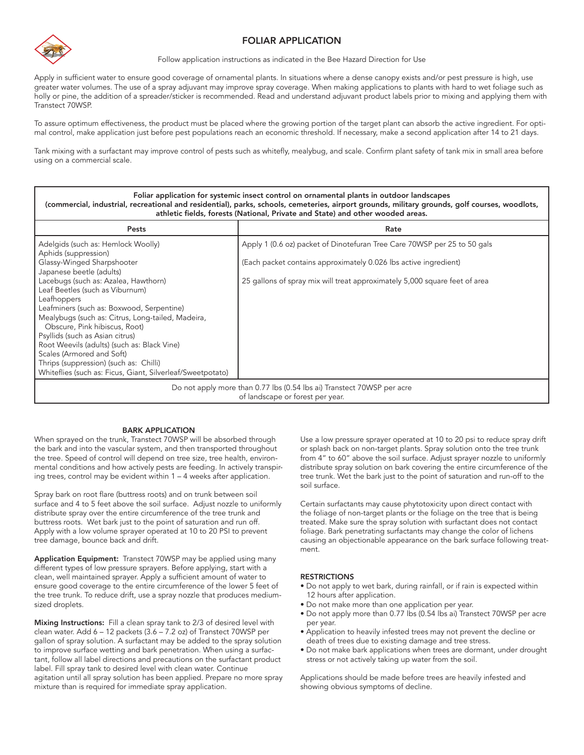## FOLIAR APPLICATION

Follow application instructions as indicated in the Bee Hazard Direction for Use

Apply in sufficient water to ensure good coverage of ornamental plants. In situations where a dense canopy exists and/or pest pressure is high, use greater water volumes. The use of a spray adjuvant may improve spray coverage. When making applications to plants with hard to wet foliage such as holly or pine, the addition of a spreader/sticker is recommended. Read and understand adjuvant product labels prior to mixing and applying them with Transtect 70WSP.

To assure optimum effectiveness, the product must be placed where the growing portion of the target plant can absorb the active ingredient. For optimal control, make application just before pest populations reach an economic threshold. If necessary, make a second application after 14 to 21 days.

Tank mixing with a surfactant may improve control of pests such as whitefly, mealybug, and scale. Confirm plant safety of tank mix in small area before using on a commercial scale.

| Foliar application for systemic insect control on ornamental plants in outdoor landscapes (commercial, industrial, recreational and residential), parks, schools, cemeteries, airport grounds, military grounds, golf courses, woodlots, athletic fields, forests (National, Private and State) and other wooded areas. | |
|---|---|
| **Pests** | **Rate** |
| Adelgids (such as: Hemlock Woolly)<br>Aphids (suppression)<br>Glassy-Winged Sharpshooter<br>Japanese beetle (adults)<br>Lacebugs (such as: Azalea, Hawthorn)<br>Leaf Beetles (such as Viburnum)<br>Leafhoppers<br>Leafminers (such as: Boxwood, Serpentine)<br>Mealybugs (such as: Citrus, Long-tailed, Madeira, Obscure, Pink hibiscus, Root)<br>Psyllids (such as Asian citrus)<br>Root Weevils (adults) (such as: Black Vine)<br>Scales (Armored and Soft)<br>Thrips (suppression) (such as: Chilli)<br>Whiteflies (such as: Ficus, Giant, Silverleaf/Sweetpotato) | Apply 1 (0.6 oz) packet of Dinotefuran Tree Care 70WSP per 25 to 50 gals<br><br>(Each packet contains approximately 0.026 lbs active ingredient)<br><br>25 gallons of spray mix will treat approximately 5,000 square feet of area |
| Do not apply more than 0.77 lbs (0.54 lbs ai) Transtect 70WSP per acre of landscape or forest per year. | |

### BARK APPLICATION

When sprayed on the trunk, Transtect 70WSP will be absorbed through the bark and into the vascular system, and then transported throughout the tree. Speed of control will depend on tree size, tree health, environmental conditions and how actively pests are feeding. In actively transpiring trees, control may be evident within 1 – 4 weeks after application.

Spray bark on root flare (buttress roots) and on trunk between soil surface and 4 to 5 feet above the soil surface. Adjust nozzle to uniformly distribute spray over the entire circumference of the tree trunk and buttress roots. Wet bark just to the point of saturation and run off. Apply with a low volume sprayer operated at 10 to 20 PSI to prevent tree damage, bounce back and drift.

**Application Equipment:** Transtect 70WSP may be applied using many different types of low pressure sprayers. Before applying, start with a clean, well maintained sprayer. Apply a sufficient amount of water to ensure good coverage to the entire circumference of the lower 5 feet of the tree trunk. To reduce drift, use a spray nozzle that produces medium-sized droplets.

**Mixing Instructions:** Fill a clean spray tank to 2/3 of desired level with clean water. Add 6 – 12 packets (3.6 – 7.2 oz) of Transtect 70WSP per gallon of spray solution. A surfactant may be added to the spray solution to improve surface wetting and bark penetration. When using a surfactant, follow all label directions and precautions on the surfactant product label. Fill spray tank to desired level with clean water. Continue agitation until all spray solution has been applied. Prepare no more spray mixture than is required for immediate spray application.

Use a low pressure sprayer operated at 10 to 20 psi to reduce spray drift or splash back on non-target plants. Spray solution onto the tree trunk from 4" to 60" above the soil surface. Adjust sprayer nozzle to uniformly distribute spray solution on bark covering the entire circumference of the tree trunk. Wet the bark just to the point of saturation and run-off to the soil surface.

Certain surfactants may cause phytotoxicity upon direct contact with the foliage of non-target plants or the foliage on the tree that is being treated. Make sure the spray solution with surfactant does not contact foliage. Bark penetrating surfactants may change the color of lichens causing an objectionable appearance on the bark surface following treatment.

### RESTRICTIONS

- Do not apply to wet bark, during rainfall, or if rain is expected within 12 hours after application.
- Do not make more than one application per year.
- Do not apply more than 0.77 lbs (0.54 lbs ai) Transtect 70WSP per acre per year.
- Application to heavily infested trees may not prevent the decline or death of trees due to existing damage and tree stress.
- Do not make bark applications when trees are dormant, under drought stress or not actively taking up water from the soil.

Applications should be made before trees are heavily infested and showing obvious symptoms of decline.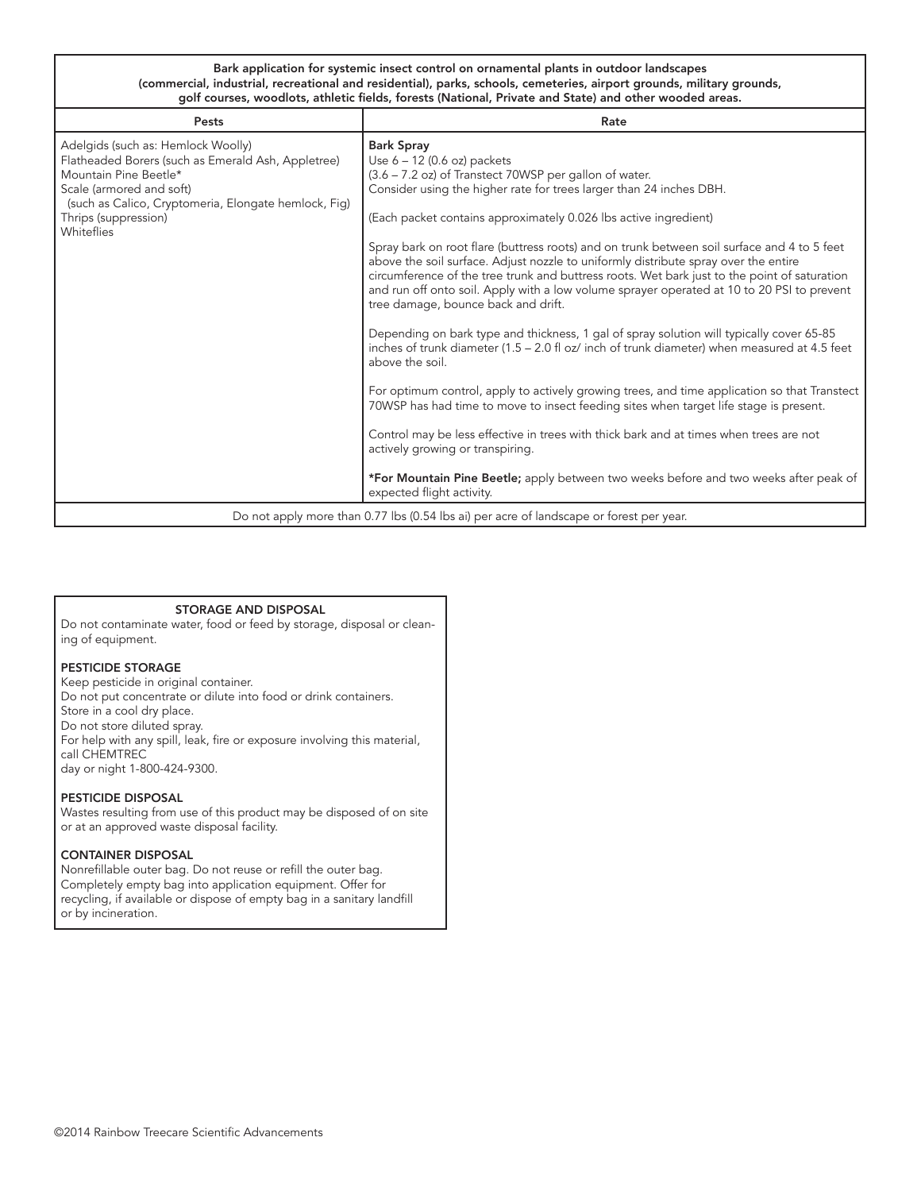| Bark application for systemic insect control on ornamental plants in outdoor landscapes (commercial, industrial, recreational and residential), parks, schools, cemeteries, airport grounds, military grounds, golf courses, woodlots, athletic fields, forests (National, Private and State) and other wooded areas. | |
|---|---|
| **Pests** | **Rate** |
| Adelgids (such as: Hemlock Woolly)<br>Flatheaded Borers (such as Emerald Ash, Appletree)<br>Mountain Pine Beetle*<br>Scale (armored and soft)<br>(such as Calico, Cryptomeria, Elongate hemlock, Fig)<br>Thrips (suppression)<br>Whiteflies | **Bark Spray**<br>Use 6 – 12 (0.6 oz) packets<br>(3.6 – 7.2 oz) of Transtect 70WSP per gallon of water.<br>Consider using the higher rate for trees larger than 24 inches DBH.<br><br>(Each packet contains approximately 0.026 lbs active ingredient)<br><br>Spray bark on root flare (buttress roots) and on trunk between soil surface and 4 to 5 feet above the soil surface. Adjust nozzle to uniformly distribute spray over the entire circumference of the tree trunk and buttress roots. Wet bark just to the point of saturation and run off onto soil. Apply with a low volume sprayer operated at 10 to 20 PSI to prevent tree damage, bounce back and drift.<br><br>Depending on bark type and thickness, 1 gal of spray solution will typically cover 65-85 inches of trunk diameter (1.5 – 2.0 fl oz/ inch of trunk diameter) when measured at 4.5 feet above the soil.<br><br>For optimum control, apply to actively growing trees, and time application so that Transtect 70WSP has had time to move to insect feeding sites when target life stage is present.<br><br>Control may be less effective in trees with thick bark and at times when trees are not actively growing or transpiring.<br><br>**\*For Mountain Pine Beetle;** apply between two weeks before and two weeks after peak of expected flight activity. |
| Do not apply more than 0.77 lbs (0.54 lbs ai) per acre of landscape or forest per year. | |

## STORAGE AND DISPOSAL

Do not contaminate water, food or feed by storage, disposal or cleaning of equipment.

**PESTICIDE STORAGE**

Keep pesticide in original container.
Do not put concentrate or dilute into food or drink containers.
Store in a cool dry place.
Do not store diluted spray.
For help with any spill, leak, fire or exposure involving this material, call CHEMTREC
day or night 1-800-424-9300.

**PESTICIDE DISPOSAL**

Wastes resulting from use of this product may be disposed of on site or at an approved waste disposal facility.

**CONTAINER DISPOSAL**

Nonrefillable outer bag. Do not reuse or refill the outer bag. Completely empty bag into application equipment. Offer for recycling, if available or dispose of empty bag in a sanitary landfill or by incineration.

©2014 Rainbow Treecare Scientific Advancements